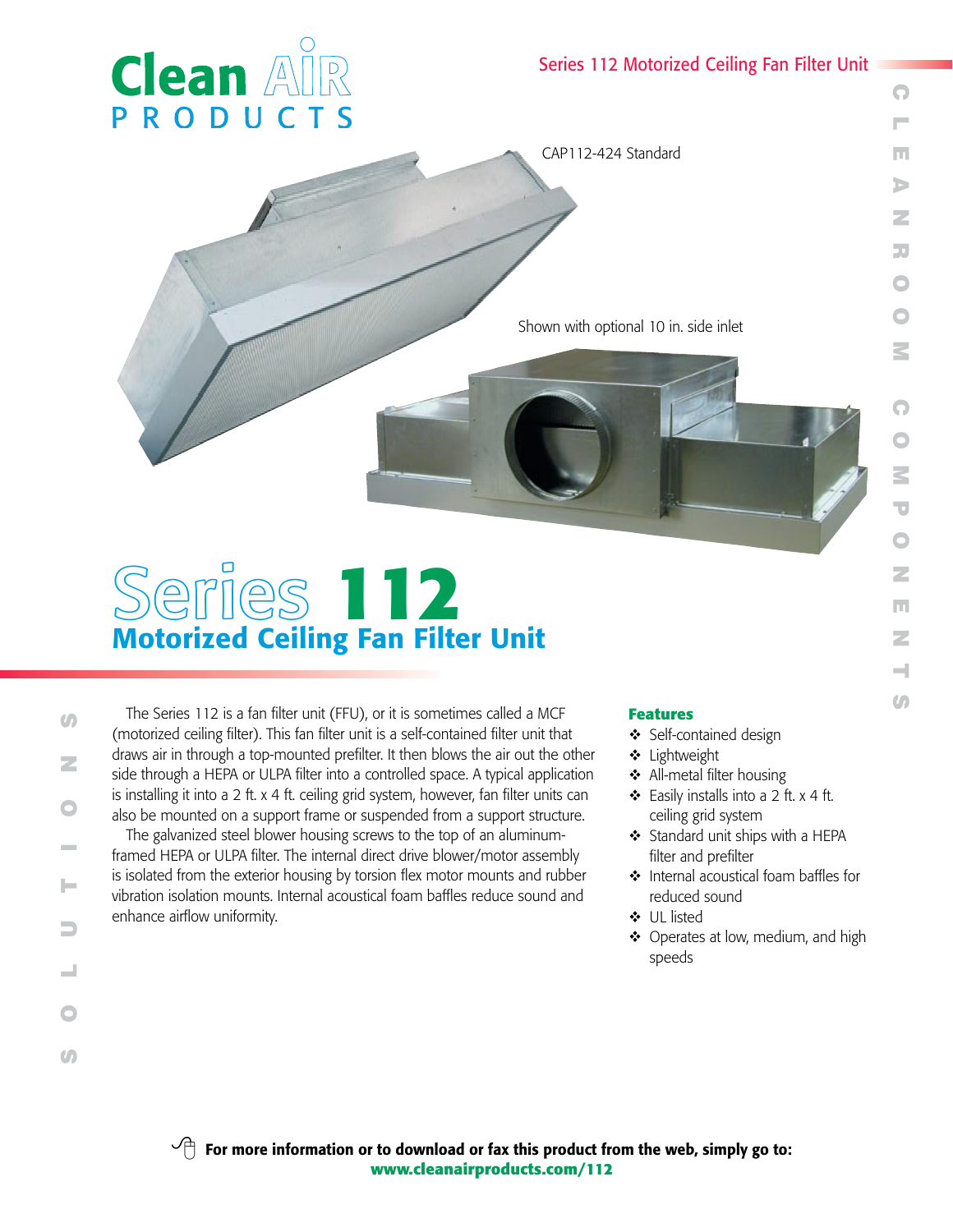Clean AIR PRODUCTS

Series 112 Motorized Ceiling Fan Filter Unit

CAP112-424 Standard

Shown with optional 10 in. side inlet

# Series 112
## Motorized Ceiling Fan Filter Unit

The Series 112 is a fan filter unit (FFU), or it is sometimes called a MCF (motorized ceiling filter). This fan filter unit is a self-contained filter unit that draws air in through a top-mounted prefilter. It then blows the air out the other side through a HEPA or ULPA filter into a controlled space. A typical application is installing it into a 2 ft. x 4 ft. ceiling grid system, however, fan filter units can also be mounted on a support frame or suspended from a support structure.

The galvanized steel blower housing screws to the top of an aluminum-framed HEPA or ULPA filter. The internal direct drive blower/motor assembly is isolated from the exterior housing by torsion flex motor mounts and rubber vibration isolation mounts. Internal acoustical foam baffles reduce sound and enhance airflow uniformity.

### Features

- Self-contained design
- Lightweight
- All-metal filter housing
- Easily installs into a 2 ft. x 4 ft. ceiling grid system
- Standard unit ships with a HEPA filter and prefilter
- Internal acoustical foam baffles for reduced sound
- UL listed
- Operates at low, medium, and high speeds

**For more information or to download or fax this product from the web, simply go to:**
**www.cleanairproducts.com/112**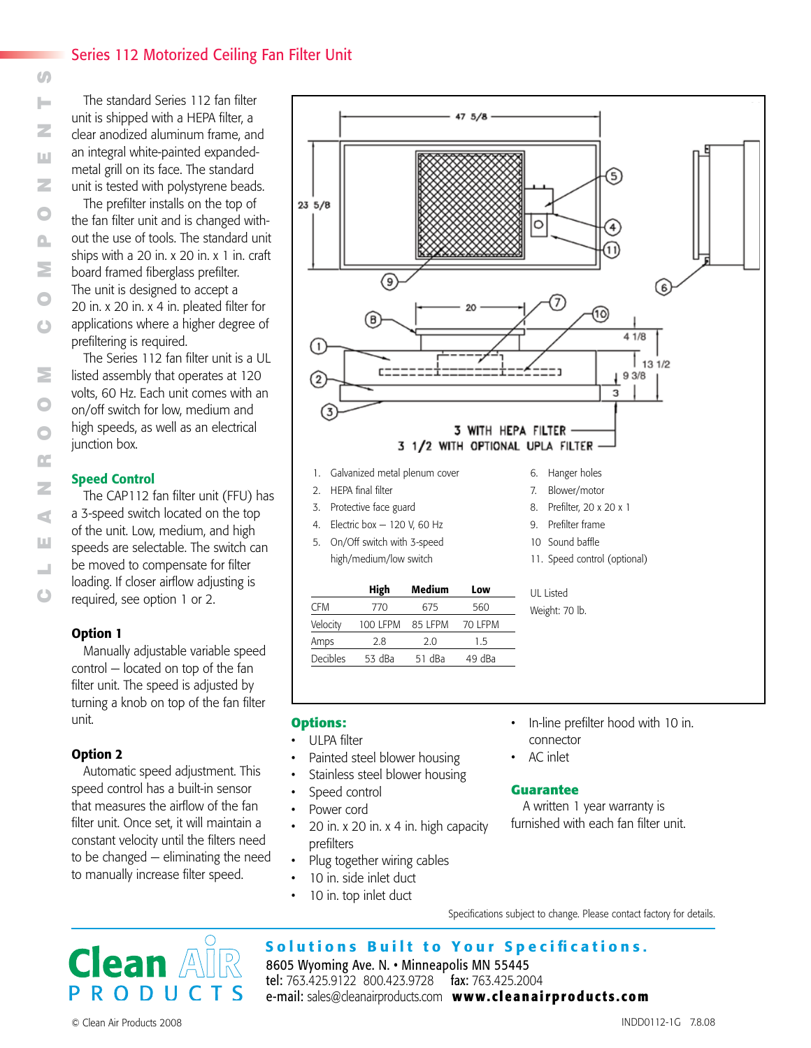# Series 112 Motorized Ceiling Fan Filter Unit

The standard Series 112 fan filter unit is shipped with a HEPA filter, a clear anodized aluminum frame, and an integral white-painted expanded-metal grill on its face. The standard unit is tested with polystyrene beads.

The prefilter installs on the top of the fan filter unit and is changed without the use of tools. The standard unit ships with a 20 in. x 20 in. x 1 in. craft board framed fiberglass prefilter. The unit is designed to accept a 20 in. x 20 in. x 4 in. pleated filter for applications where a higher degree of prefiltering is required.

The Series 112 fan filter unit is a UL listed assembly that operates at 120 volts, 60 Hz. Each unit comes with an on/off switch for low, medium and high speeds, as well as an electrical junction box.

## Speed Control

The CAP112 fan filter unit (FFU) has a 3-speed switch located on the top of the unit. Low, medium, and high speeds are selectable. The switch can be moved to compensate for filter loading. If closer airflow adjusting is required, see option 1 or 2.

### Option 1

Manually adjustable variable speed control – located on top of the fan filter unit. The speed is adjusted by turning a knob on top of the fan filter unit.

### Option 2

Automatic speed adjustment. This speed control has a built-in sensor that measures the airflow of the fan filter unit. Once set, it will maintain a constant velocity until the filters need to be changed – eliminating the need to manually increase filter speed.

47 5/8

23 5/8

20

4 1/8

13 1/2

9 3/8

3

3 WITH HEPA FILTER

3 1/2 WITH OPTIONAL UPLA FILTER

1. Galvanized metal plenum cover
2. HEPA final filter
3. Protective face guard
4. Electric box – 120 V, 60 Hz
5. On/Off switch with 3-speed high/medium/low switch
6. Hanger holes
7. Blower/motor
8. Prefilter, 20 x 20 x 1
9. Prefilter frame
10. Sound baffle
11. Speed control (optional)

| | High | Medium | Low |
|---|---|---|---|
| CFM | 770 | 675 | 560 |
| Velocity | 100 LFPM | 85 LFPM | 70 LFPM |
| Amps | 2.8 | 2.0 | 1.5 |
| Decibles | 53 dBa | 51 dBa | 49 dBa |

UL Listed

Weight: 70 lb.

## Options:

- ULPA filter
- Painted steel blower housing
- Stainless steel blower housing
- Speed control
- Power cord
- 20 in. x 20 in. x 4 in. high capacity prefilters
- Plug together wiring cables
- 10 in. side inlet duct
- 10 in. top inlet duct
- In-line prefilter hood with 10 in. connector
- AC inlet

## Guarantee

A written 1 year warranty is furnished with each fan filter unit.

Specifications subject to change. Please contact factory for details.

Clean AIR PRODUCTS

**Solutions Built to Your Specifications.**

8605 Wyoming Ave. N. • Minneapolis MN 55445

tel: 763.425.9122 800.423.9728 fax: 763.425.2004

e-mail: sales@cleanairproducts.com **www.cleanairproducts.com**

© Clean Air Products 2008

INDD0112-1G 7.8.08